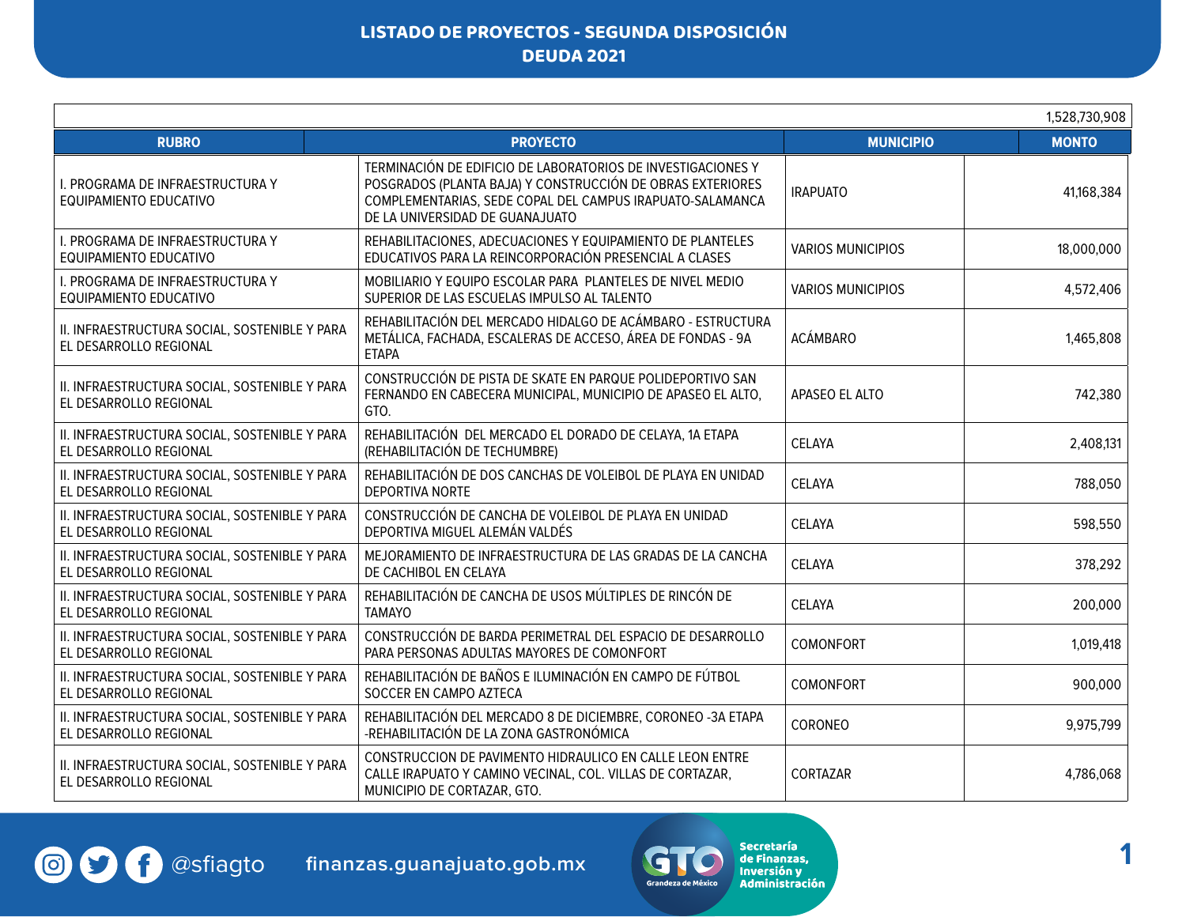# LISTADO DE PROYECTOS - SEGUNDA DISPOSICIÓN
## DEUDA 2021

| | | | 1,528,730,908 |
|---|---|---|---|
| **RUBRO** | **PROYECTO** | **MUNICIPIO** | **MONTO** |
| I. PROGRAMA DE INFRAESTRUCTURA Y EQUIPAMIENTO EDUCATIVO | TERMINACIÓN DE EDIFICIO DE LABORATORIOS DE INVESTIGACIONES Y POSGRADOS (PLANTA BAJA) Y CONSTRUCCIÓN DE OBRAS EXTERIORES COMPLEMENTARIAS, SEDE COPAL DEL CAMPUS IRAPUATO-SALAMANCA DE LA UNIVERSIDAD DE GUANAJUATO | IRAPUATO | 41,168,384 |
| I. PROGRAMA DE INFRAESTRUCTURA Y EQUIPAMIENTO EDUCATIVO | REHABILITACIONES, ADECUACIONES Y EQUIPAMIENTO DE PLANTELES EDUCATIVOS PARA LA REINCORPORACIÓN PRESENCIAL A CLASES | VARIOS MUNICIPIOS | 18,000,000 |
| I. PROGRAMA DE INFRAESTRUCTURA Y EQUIPAMIENTO EDUCATIVO | MOBILIARIO Y EQUIPO ESCOLAR PARA PLANTELES DE NIVEL MEDIO SUPERIOR DE LAS ESCUELAS IMPULSO AL TALENTO | VARIOS MUNICIPIOS | 4,572,406 |
| II. INFRAESTRUCTURA SOCIAL, SOSTENIBLE Y PARA EL DESARROLLO REGIONAL | REHABILITACIÓN DEL MERCADO HIDALGO DE ACÁMBARO - ESTRUCTURA METÁLICA, FACHADA, ESCALERAS DE ACCESO, ÁREA DE FONDAS - 9A ETAPA | ACÁMBARO | 1,465,808 |
| II. INFRAESTRUCTURA SOCIAL, SOSTENIBLE Y PARA EL DESARROLLO REGIONAL | CONSTRUCCIÓN DE PISTA DE SKATE EN PARQUE POLIDEPORTIVO SAN FERNANDO EN CABECERA MUNICIPAL, MUNICIPIO DE APASEO EL ALTO, GTO. | APASEO EL ALTO | 742,380 |
| II. INFRAESTRUCTURA SOCIAL, SOSTENIBLE Y PARA EL DESARROLLO REGIONAL | REHABILITACIÓN DEL MERCADO EL DORADO DE CELAYA, 1A ETAPA (REHABILITACIÓN DE TECHUMBRE) | CELAYA | 2,408,131 |
| II. INFRAESTRUCTURA SOCIAL, SOSTENIBLE Y PARA EL DESARROLLO REGIONAL | REHABILITACIÓN DE DOS CANCHAS DE VOLEIBOL DE PLAYA EN UNIDAD DEPORTIVA NORTE | CELAYA | 788,050 |
| II. INFRAESTRUCTURA SOCIAL, SOSTENIBLE Y PARA EL DESARROLLO REGIONAL | CONSTRUCCIÓN DE CANCHA DE VOLEIBOL DE PLAYA EN UNIDAD DEPORTIVA MIGUEL ALEMÁN VALDÉS | CELAYA | 598,550 |
| II. INFRAESTRUCTURA SOCIAL, SOSTENIBLE Y PARA EL DESARROLLO REGIONAL | MEJORAMIENTO DE INFRAESTRUCTURA DE LAS GRADAS DE LA CANCHA DE CACHIBOL EN CELAYA | CELAYA | 378,292 |
| II. INFRAESTRUCTURA SOCIAL, SOSTENIBLE Y PARA EL DESARROLLO REGIONAL | REHABILITACIÓN DE CANCHA DE USOS MÚLTIPLES DE RINCÓN DE TAMAYO | CELAYA | 200,000 |
| II. INFRAESTRUCTURA SOCIAL, SOSTENIBLE Y PARA EL DESARROLLO REGIONAL | CONSTRUCCIÓN DE BARDA PERIMETRAL DEL ESPACIO DE DESARROLLO PARA PERSONAS ADULTAS MAYORES DE COMONFORT | COMONFORT | 1,019,418 |
| II. INFRAESTRUCTURA SOCIAL, SOSTENIBLE Y PARA EL DESARROLLO REGIONAL | REHABILITACIÓN DE BAÑOS E ILUMINACIÓN EN CAMPO DE FÚTBOL SOCCER EN CAMPO AZTECA | COMONFORT | 900,000 |
| II. INFRAESTRUCTURA SOCIAL, SOSTENIBLE Y PARA EL DESARROLLO REGIONAL | REHABILITACIÓN DEL MERCADO 8 DE DICIEMBRE, CORONEO -3A ETAPA -REHABILITACIÓN DE LA ZONA GASTRONÓMICA | CORONEO | 9,975,799 |
| II. INFRAESTRUCTURA SOCIAL, SOSTENIBLE Y PARA EL DESARROLLO REGIONAL | CONSTRUCCION DE PAVIMENTO HIDRAULICO EN CALLE LEON ENTRE CALLE IRAPUATO Y CAMINO VECINAL, COL. VILLAS DE CORTAZAR, MUNICIPIO DE CORTAZAR, GTO. | CORTAZAR | 4,786,068 |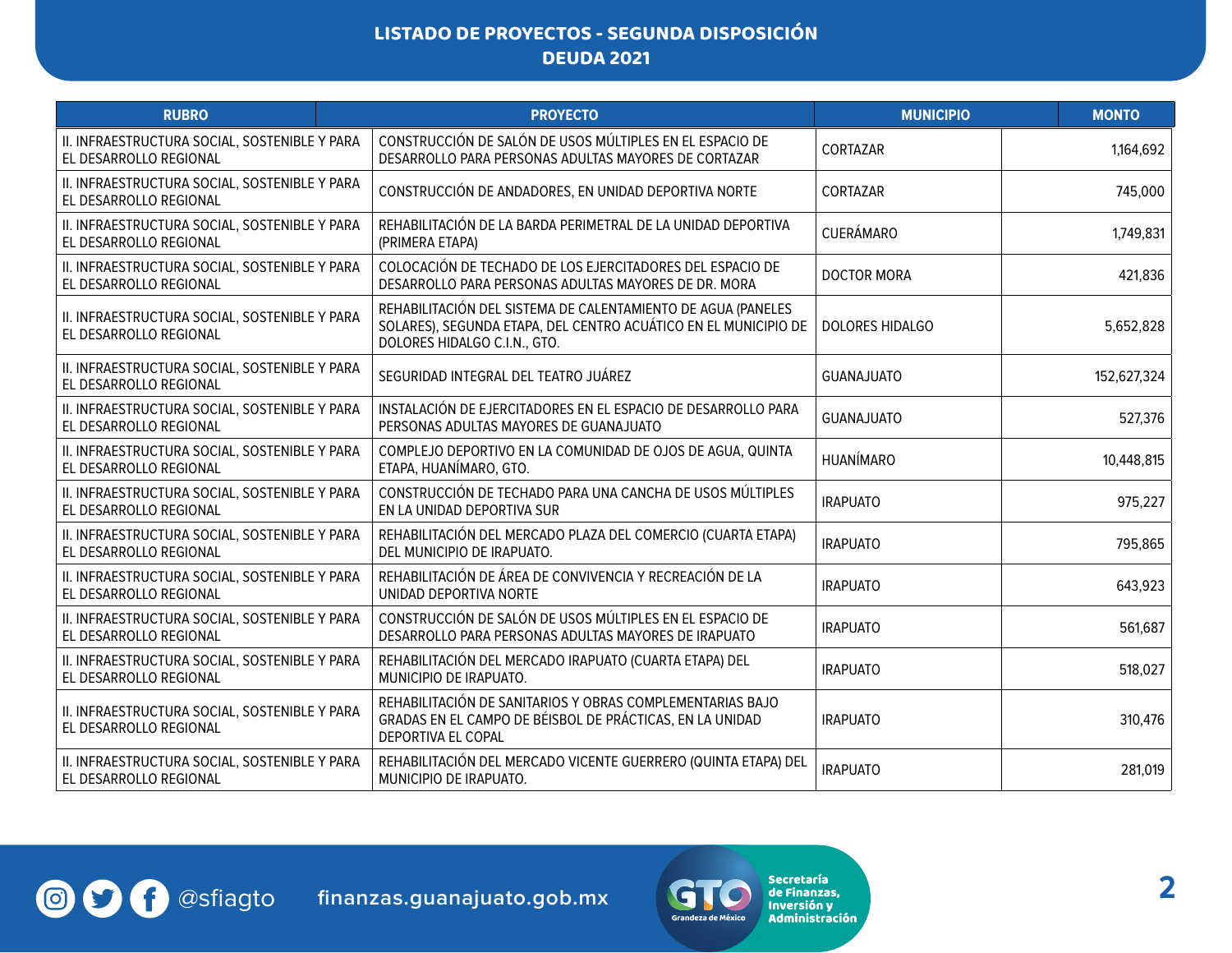**LISTADO DE PROYECTOS - SEGUNDA DISPOSICIÓN**
**DEUDA 2021**

| RUBRO | PROYECTO | MUNICIPIO | MONTO |
|---|---|---|---|
| II. INFRAESTRUCTURA SOCIAL, SOSTENIBLE Y PARA EL DESARROLLO REGIONAL | CONSTRUCCIÓN DE SALÓN DE USOS MÚLTIPLES EN EL ESPACIO DE DESARROLLO PARA PERSONAS ADULTAS MAYORES DE CORTAZAR | CORTAZAR | 1,164,692 |
| II. INFRAESTRUCTURA SOCIAL, SOSTENIBLE Y PARA EL DESARROLLO REGIONAL | CONSTRUCCIÓN DE ANDADORES, EN UNIDAD DEPORTIVA NORTE | CORTAZAR | 745,000 |
| II. INFRAESTRUCTURA SOCIAL, SOSTENIBLE Y PARA EL DESARROLLO REGIONAL | REHABILITACIÓN DE LA BARDA PERIMETRAL DE LA UNIDAD DEPORTIVA (PRIMERA ETAPA) | CUERÁMARO | 1,749,831 |
| II. INFRAESTRUCTURA SOCIAL, SOSTENIBLE Y PARA EL DESARROLLO REGIONAL | COLOCACIÓN DE TECHADO DE LOS EJERCITADORES DEL ESPACIO DE DESARROLLO PARA PERSONAS ADULTAS MAYORES DE DR. MORA | DOCTOR MORA | 421,836 |
| II. INFRAESTRUCTURA SOCIAL, SOSTENIBLE Y PARA EL DESARROLLO REGIONAL | REHABILITACIÓN DEL SISTEMA DE CALENTAMIENTO DE AGUA (PANELES SOLARES), SEGUNDA ETAPA, DEL CENTRO ACUÁTICO EN EL MUNICIPIO DE DOLORES HIDALGO C.I.N., GTO. | DOLORES HIDALGO | 5,652,828 |
| II. INFRAESTRUCTURA SOCIAL, SOSTENIBLE Y PARA EL DESARROLLO REGIONAL | SEGURIDAD INTEGRAL DEL TEATRO JUÁREZ | GUANAJUATO | 152,627,324 |
| II. INFRAESTRUCTURA SOCIAL, SOSTENIBLE Y PARA EL DESARROLLO REGIONAL | INSTALACIÓN DE EJERCITADORES EN EL ESPACIO DE DESARROLLO PARA PERSONAS ADULTAS MAYORES DE GUANAJUATO | GUANAJUATO | 527,376 |
| II. INFRAESTRUCTURA SOCIAL, SOSTENIBLE Y PARA EL DESARROLLO REGIONAL | COMPLEJO DEPORTIVO EN LA COMUNIDAD DE OJOS DE AGUA, QUINTA ETAPA, HUANÍMARO, GTO. | HUANÍMARO | 10,448,815 |
| II. INFRAESTRUCTURA SOCIAL, SOSTENIBLE Y PARA EL DESARROLLO REGIONAL | CONSTRUCCIÓN DE TECHADO PARA UNA CANCHA DE USOS MÚLTIPLES EN LA UNIDAD DEPORTIVA SUR | IRAPUATO | 975,227 |
| II. INFRAESTRUCTURA SOCIAL, SOSTENIBLE Y PARA EL DESARROLLO REGIONAL | REHABILITACIÓN DEL MERCADO PLAZA DEL COMERCIO (CUARTA ETAPA) DEL MUNICIPIO DE IRAPUATO. | IRAPUATO | 795,865 |
| II. INFRAESTRUCTURA SOCIAL, SOSTENIBLE Y PARA EL DESARROLLO REGIONAL | REHABILITACIÓN DE ÁREA DE CONVIVENCIA Y RECREACIÓN DE LA UNIDAD DEPORTIVA NORTE | IRAPUATO | 643,923 |
| II. INFRAESTRUCTURA SOCIAL, SOSTENIBLE Y PARA EL DESARROLLO REGIONAL | CONSTRUCCIÓN DE SALÓN DE USOS MÚLTIPLES EN EL ESPACIO DE DESARROLLO PARA PERSONAS ADULTAS MAYORES DE IRAPUATO | IRAPUATO | 561,687 |
| II. INFRAESTRUCTURA SOCIAL, SOSTENIBLE Y PARA EL DESARROLLO REGIONAL | REHABILITACIÓN DEL MERCADO IRAPUATO (CUARTA ETAPA) DEL MUNICIPIO DE IRAPUATO. | IRAPUATO | 518,027 |
| II. INFRAESTRUCTURA SOCIAL, SOSTENIBLE Y PARA EL DESARROLLO REGIONAL | REHABILITACIÓN DE SANITARIOS Y OBRAS COMPLEMENTARIAS BAJO GRADAS EN EL CAMPO DE BÉISBOL DE PRÁCTICAS, EN LA UNIDAD DEPORTIVA EL COPAL | IRAPUATO | 310,476 |
| II. INFRAESTRUCTURA SOCIAL, SOSTENIBLE Y PARA EL DESARROLLO REGIONAL | REHABILITACIÓN DEL MERCADO VICENTE GUERRERO (QUINTA ETAPA) DEL MUNICIPIO DE IRAPUATO. | IRAPUATO | 281,019 |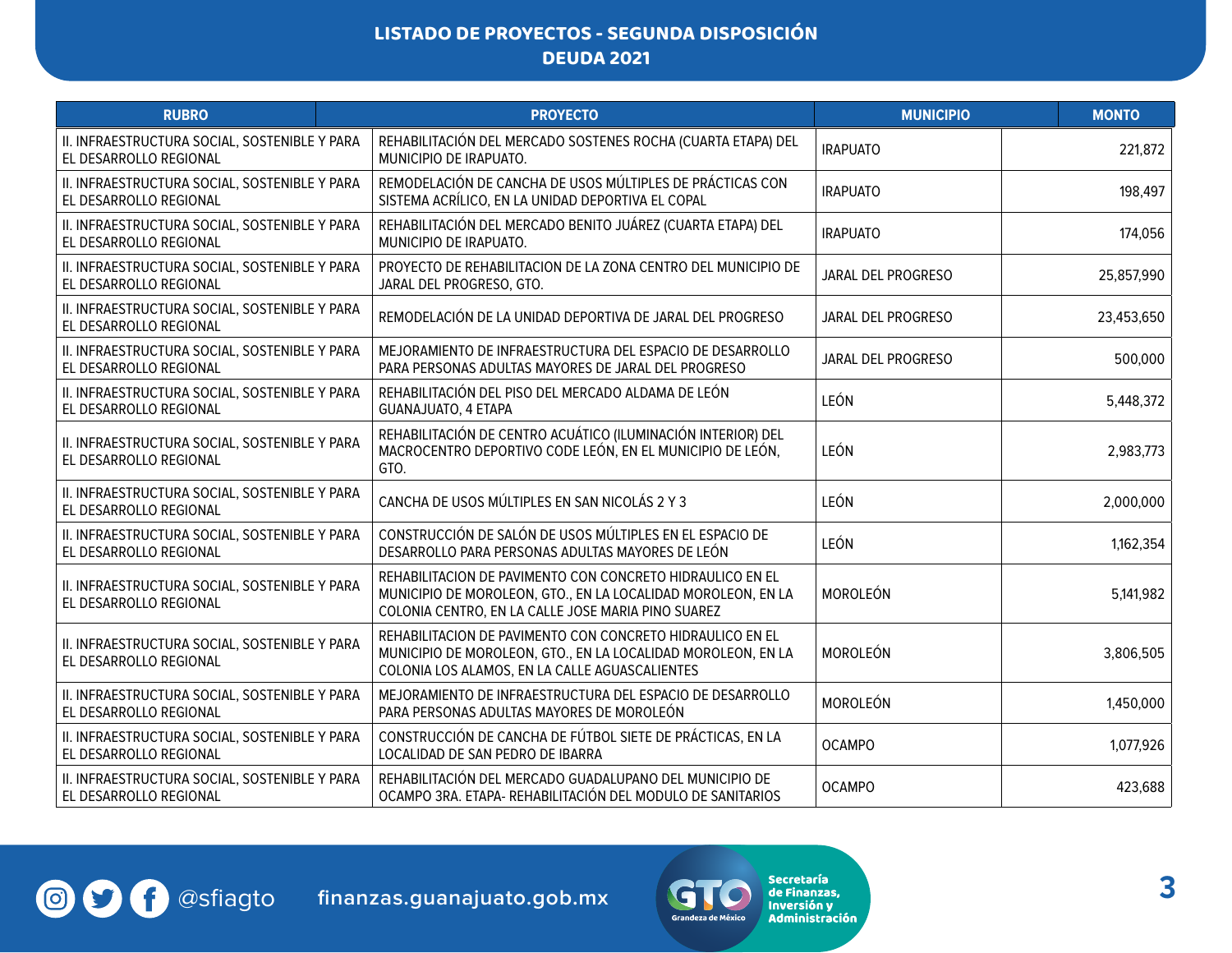**LISTADO DE PROYECTOS - SEGUNDA DISPOSICIÓN**
**DEUDA 2021**

| RUBRO | PROYECTO | MUNICIPIO | MONTO |
|---|---|---|---|
| II. INFRAESTRUCTURA SOCIAL, SOSTENIBLE Y PARA EL DESARROLLO REGIONAL | REHABILITACIÓN DEL MERCADO SOSTENES ROCHA (CUARTA ETAPA) DEL MUNICIPIO DE IRAPUATO. | IRAPUATO | 221,872 |
| II. INFRAESTRUCTURA SOCIAL, SOSTENIBLE Y PARA EL DESARROLLO REGIONAL | REMODELACIÓN DE CANCHA DE USOS MÚLTIPLES DE PRÁCTICAS CON SISTEMA ACRÍLICO, EN LA UNIDAD DEPORTIVA EL COPAL | IRAPUATO | 198,497 |
| II. INFRAESTRUCTURA SOCIAL, SOSTENIBLE Y PARA EL DESARROLLO REGIONAL | REHABILITACIÓN DEL MERCADO BENITO JUÁREZ (CUARTA ETAPA) DEL MUNICIPIO DE IRAPUATO. | IRAPUATO | 174,056 |
| II. INFRAESTRUCTURA SOCIAL, SOSTENIBLE Y PARA EL DESARROLLO REGIONAL | PROYECTO DE REHABILITACION DE LA ZONA CENTRO DEL MUNICIPIO DE JARAL DEL PROGRESO, GTO. | JARAL DEL PROGRESO | 25,857,990 |
| II. INFRAESTRUCTURA SOCIAL, SOSTENIBLE Y PARA EL DESARROLLO REGIONAL | REMODELACIÓN DE LA UNIDAD DEPORTIVA DE JARAL DEL PROGRESO | JARAL DEL PROGRESO | 23,453,650 |
| II. INFRAESTRUCTURA SOCIAL, SOSTENIBLE Y PARA EL DESARROLLO REGIONAL | MEJORAMIENTO DE INFRAESTRUCTURA DEL ESPACIO DE DESARROLLO PARA PERSONAS ADULTAS MAYORES DE JARAL DEL PROGRESO | JARAL DEL PROGRESO | 500,000 |
| II. INFRAESTRUCTURA SOCIAL, SOSTENIBLE Y PARA EL DESARROLLO REGIONAL | REHABILITACIÓN DEL PISO DEL MERCADO ALDAMA DE LEÓN GUANAJUATO, 4 ETAPA | LEÓN | 5,448,372 |
| II. INFRAESTRUCTURA SOCIAL, SOSTENIBLE Y PARA EL DESARROLLO REGIONAL | REHABILITACIÓN DE CENTRO ACUÁTICO (ILUMINACIÓN INTERIOR) DEL MACROCENTRO DEPORTIVO CODE LEÓN, EN EL MUNICIPIO DE LEÓN, GTO. | LEÓN | 2,983,773 |
| II. INFRAESTRUCTURA SOCIAL, SOSTENIBLE Y PARA EL DESARROLLO REGIONAL | CANCHA DE USOS MÚLTIPLES EN SAN NICOLÁS 2 Y 3 | LEÓN | 2,000,000 |
| II. INFRAESTRUCTURA SOCIAL, SOSTENIBLE Y PARA EL DESARROLLO REGIONAL | CONSTRUCCIÓN DE SALÓN DE USOS MÚLTIPLES EN EL ESPACIO DE DESARROLLO PARA PERSONAS ADULTAS MAYORES DE LEÓN | LEÓN | 1,162,354 |
| II. INFRAESTRUCTURA SOCIAL, SOSTENIBLE Y PARA EL DESARROLLO REGIONAL | REHABILITACION DE PAVIMENTO CON CONCRETO HIDRAULICO EN EL MUNICIPIO DE MOROLEON, GTO., EN LA LOCALIDAD MOROLEON, EN LA COLONIA CENTRO, EN LA CALLE JOSE MARIA PINO SUAREZ | MOROLEÓN | 5,141,982 |
| II. INFRAESTRUCTURA SOCIAL, SOSTENIBLE Y PARA EL DESARROLLO REGIONAL | REHABILITACION DE PAVIMENTO CON CONCRETO HIDRAULICO EN EL MUNICIPIO DE MOROLEON, GTO., EN LA LOCALIDAD MOROLEON, EN LA COLONIA LOS ALAMOS, EN LA CALLE AGUASCALIENTES | MOROLEÓN | 3,806,505 |
| II. INFRAESTRUCTURA SOCIAL, SOSTENIBLE Y PARA EL DESARROLLO REGIONAL | MEJORAMIENTO DE INFRAESTRUCTURA DEL ESPACIO DE DESARROLLO PARA PERSONAS ADULTAS MAYORES DE MOROLEÓN | MOROLEÓN | 1,450,000 |
| II. INFRAESTRUCTURA SOCIAL, SOSTENIBLE Y PARA EL DESARROLLO REGIONAL | CONSTRUCCIÓN DE CANCHA DE FÚTBOL SIETE DE PRÁCTICAS, EN LA LOCALIDAD DE SAN PEDRO DE IBARRA | OCAMPO | 1,077,926 |
| II. INFRAESTRUCTURA SOCIAL, SOSTENIBLE Y PARA EL DESARROLLO REGIONAL | REHABILITACIÓN DEL MERCADO GUADALUPANO DEL MUNICIPIO DE OCAMPO 3RA. ETAPA- REHABILITACIÓN DEL MODULO DE SANITARIOS | OCAMPO | 423,688 |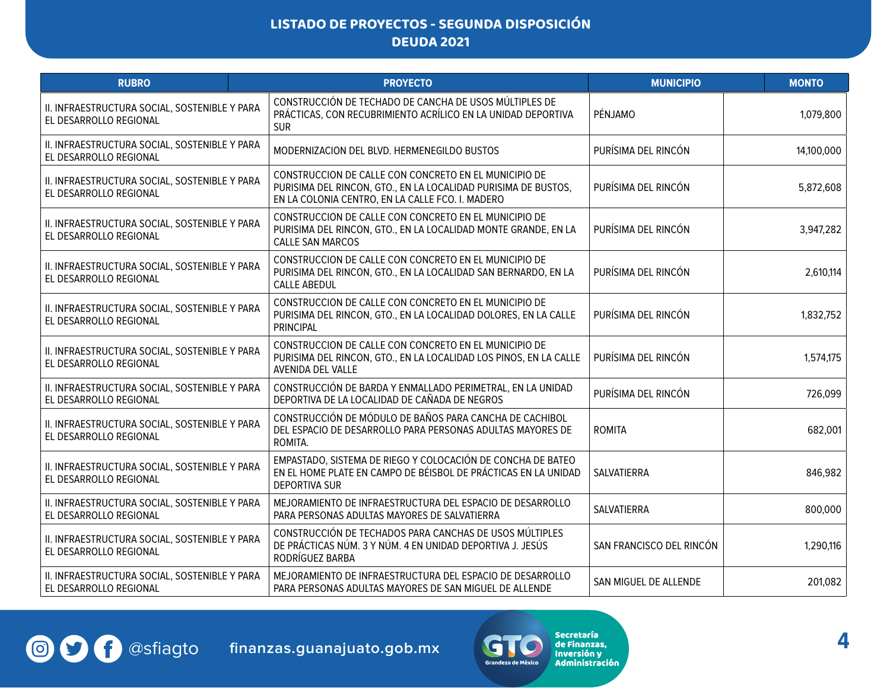## LISTADO DE PROYECTOS - SEGUNDA DISPOSICIÓN
## DEUDA 2021

| RUBRO | PROYECTO | MUNICIPIO | MONTO |
|---|---|---|---|
| II. INFRAESTRUCTURA SOCIAL, SOSTENIBLE Y PARA EL DESARROLLO REGIONAL | CONSTRUCCIÓN DE TECHADO DE CANCHA DE USOS MÚLTIPLES DE PRÁCTICAS, CON RECUBRIMIENTO ACRÍLICO EN LA UNIDAD DEPORTIVA SUR | PÉNJAMO | 1,079,800 |
| II. INFRAESTRUCTURA SOCIAL, SOSTENIBLE Y PARA EL DESARROLLO REGIONAL | MODERNIZACION DEL BLVD. HERMENEGILDO BUSTOS | PURÍSIMA DEL RINCÓN | 14,100,000 |
| II. INFRAESTRUCTURA SOCIAL, SOSTENIBLE Y PARA EL DESARROLLO REGIONAL | CONSTRUCCION DE CALLE CON CONCRETO EN EL MUNICIPIO DE PURISIMA DEL RINCON, GTO., EN LA LOCALIDAD PURISIMA DE BUSTOS, EN LA COLONIA CENTRO, EN LA CALLE FCO. I. MADERO | PURÍSIMA DEL RINCÓN | 5,872,608 |
| II. INFRAESTRUCTURA SOCIAL, SOSTENIBLE Y PARA EL DESARROLLO REGIONAL | CONSTRUCCION DE CALLE CON CONCRETO EN EL MUNICIPIO DE PURISIMA DEL RINCON, GTO., EN LA LOCALIDAD MONTE GRANDE, EN LA CALLE SAN MARCOS | PURÍSIMA DEL RINCÓN | 3,947,282 |
| II. INFRAESTRUCTURA SOCIAL, SOSTENIBLE Y PARA EL DESARROLLO REGIONAL | CONSTRUCCION DE CALLE CON CONCRETO EN EL MUNICIPIO DE PURISIMA DEL RINCON, GTO., EN LA LOCALIDAD SAN BERNARDO, EN LA CALLE ABEDUL | PURÍSIMA DEL RINCÓN | 2,610,114 |
| II. INFRAESTRUCTURA SOCIAL, SOSTENIBLE Y PARA EL DESARROLLO REGIONAL | CONSTRUCCION DE CALLE CON CONCRETO EN EL MUNICIPIO DE PURISIMA DEL RINCON, GTO., EN LA LOCALIDAD DOLORES, EN LA CALLE PRINCIPAL | PURÍSIMA DEL RINCÓN | 1,832,752 |
| II. INFRAESTRUCTURA SOCIAL, SOSTENIBLE Y PARA EL DESARROLLO REGIONAL | CONSTRUCCION DE CALLE CON CONCRETO EN EL MUNICIPIO DE PURISIMA DEL RINCON, GTO., EN LA LOCALIDAD LOS PINOS, EN LA CALLE AVENIDA DEL VALLE | PURÍSIMA DEL RINCÓN | 1,574,175 |
| II. INFRAESTRUCTURA SOCIAL, SOSTENIBLE Y PARA EL DESARROLLO REGIONAL | CONSTRUCCIÓN DE BARDA Y ENMALLADO PERIMETRAL, EN LA UNIDAD DEPORTIVA DE LA LOCALIDAD DE CAÑADA DE NEGROS | PURÍSIMA DEL RINCÓN | 726,099 |
| II. INFRAESTRUCTURA SOCIAL, SOSTENIBLE Y PARA EL DESARROLLO REGIONAL | CONSTRUCCIÓN DE MÓDULO DE BAÑOS PARA CANCHA DE CACHIBOL DEL ESPACIO DE DESARROLLO PARA PERSONAS ADULTAS MAYORES DE ROMITA. | ROMITA | 682,001 |
| II. INFRAESTRUCTURA SOCIAL, SOSTENIBLE Y PARA EL DESARROLLO REGIONAL | EMPASTADO, SISTEMA DE RIEGO Y COLOCACIÓN DE CONCHA DE BATEO EN EL HOME PLATE EN CAMPO DE BÉISBOL DE PRÁCTICAS EN LA UNIDAD DEPORTIVA SUR | SALVATIERRA | 846,982 |
| II. INFRAESTRUCTURA SOCIAL, SOSTENIBLE Y PARA EL DESARROLLO REGIONAL | MEJORAMIENTO DE INFRAESTRUCTURA DEL ESPACIO DE DESARROLLO PARA PERSONAS ADULTAS MAYORES DE SALVATIERRA | SALVATIERRA | 800,000 |
| II. INFRAESTRUCTURA SOCIAL, SOSTENIBLE Y PARA EL DESARROLLO REGIONAL | CONSTRUCCIÓN DE TECHADOS PARA CANCHAS DE USOS MÚLTIPLES DE PRÁCTICAS NÚM. 3 Y NÚM. 4 EN UNIDAD DEPORTIVA J. JESÚS RODRÍGUEZ BARBA | SAN FRANCISCO DEL RINCÓN | 1,290,116 |
| II. INFRAESTRUCTURA SOCIAL, SOSTENIBLE Y PARA EL DESARROLLO REGIONAL | MEJORAMIENTO DE INFRAESTRUCTURA DEL ESPACIO DE DESARROLLO PARA PERSONAS ADULTAS MAYORES DE SAN MIGUEL DE ALLENDE | SAN MIGUEL DE ALLENDE | 201,082 |

@sfiagto finanzas.guanajuato.gob.mx

Secretaría de Finanzas, Inversión y Administración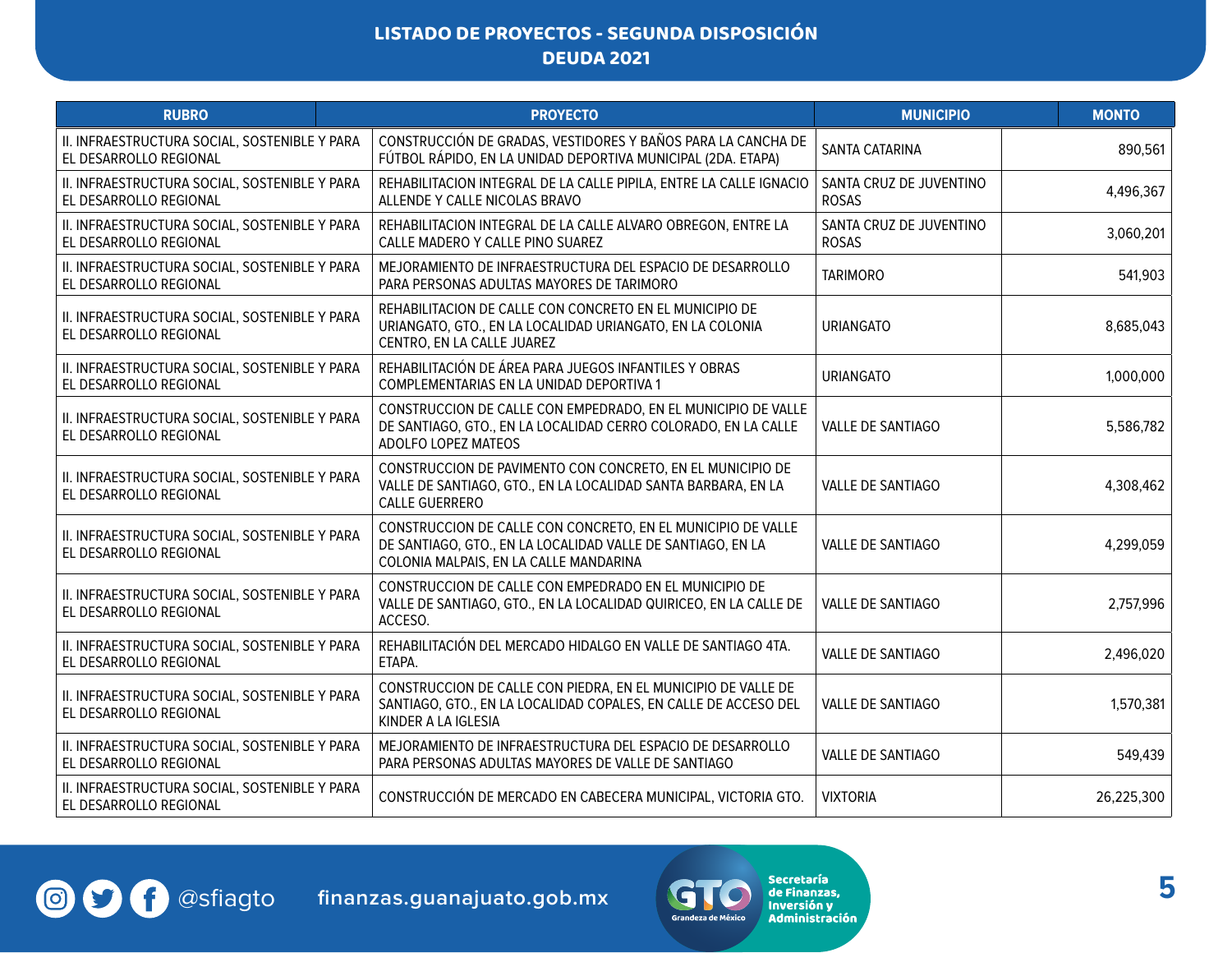# LISTADO DE PROYECTOS - SEGUNDA DISPOSICIÓN
## DEUDA 2021

| RUBRO | PROYECTO | MUNICIPIO | MONTO |
|---|---|---|---|
| II. INFRAESTRUCTURA SOCIAL, SOSTENIBLE Y PARA EL DESARROLLO REGIONAL | CONSTRUCCIÓN DE GRADAS, VESTIDORES Y BAÑOS PARA LA CANCHA DE FÚTBOL RÁPIDO, EN LA UNIDAD DEPORTIVA MUNICIPAL (2DA. ETAPA) | SANTA CATARINA | 890,561 |
| II. INFRAESTRUCTURA SOCIAL, SOSTENIBLE Y PARA EL DESARROLLO REGIONAL | REHABILITACION INTEGRAL DE LA CALLE PIPILA, ENTRE LA CALLE IGNACIO ALLENDE Y CALLE NICOLAS BRAVO | SANTA CRUZ DE JUVENTINO ROSAS | 4,496,367 |
| II. INFRAESTRUCTURA SOCIAL, SOSTENIBLE Y PARA EL DESARROLLO REGIONAL | REHABILITACION INTEGRAL DE LA CALLE ALVARO OBREGON, ENTRE LA CALLE MADERO Y CALLE PINO SUAREZ | SANTA CRUZ DE JUVENTINO ROSAS | 3,060,201 |
| II. INFRAESTRUCTURA SOCIAL, SOSTENIBLE Y PARA EL DESARROLLO REGIONAL | MEJORAMIENTO DE INFRAESTRUCTURA DEL ESPACIO DE DESARROLLO PARA PERSONAS ADULTAS MAYORES DE TARIMORO | TARIMORO | 541,903 |
| II. INFRAESTRUCTURA SOCIAL, SOSTENIBLE Y PARA EL DESARROLLO REGIONAL | REHABILITACION DE CALLE CON CONCRETO EN EL MUNICIPIO DE URIANGATO, GTO., EN LA LOCALIDAD URIANGATO, EN LA COLONIA CENTRO, EN LA CALLE JUAREZ | URIANGATO | 8,685,043 |
| II. INFRAESTRUCTURA SOCIAL, SOSTENIBLE Y PARA EL DESARROLLO REGIONAL | REHABILITACIÓN DE ÁREA PARA JUEGOS INFANTILES Y OBRAS COMPLEMENTARIAS EN LA UNIDAD DEPORTIVA 1 | URIANGATO | 1,000,000 |
| II. INFRAESTRUCTURA SOCIAL, SOSTENIBLE Y PARA EL DESARROLLO REGIONAL | CONSTRUCCION DE CALLE CON EMPEDRADO, EN EL MUNICIPIO DE VALLE DE SANTIAGO, GTO., EN LA LOCALIDAD CERRO COLORADO, EN LA CALLE ADOLFO LOPEZ MATEOS | VALLE DE SANTIAGO | 5,586,782 |
| II. INFRAESTRUCTURA SOCIAL, SOSTENIBLE Y PARA EL DESARROLLO REGIONAL | CONSTRUCCION DE PAVIMENTO CON CONCRETO, EN EL MUNICIPIO DE VALLE DE SANTIAGO, GTO., EN LA LOCALIDAD SANTA BARBARA, EN LA CALLE GUERRERO | VALLE DE SANTIAGO | 4,308,462 |
| II. INFRAESTRUCTURA SOCIAL, SOSTENIBLE Y PARA EL DESARROLLO REGIONAL | CONSTRUCCION DE CALLE CON CONCRETO, EN EL MUNICIPIO DE VALLE DE SANTIAGO, GTO., EN LA LOCALIDAD VALLE DE SANTIAGO, EN LA COLONIA MALPAIS, EN LA CALLE MANDARINA | VALLE DE SANTIAGO | 4,299,059 |
| II. INFRAESTRUCTURA SOCIAL, SOSTENIBLE Y PARA EL DESARROLLO REGIONAL | CONSTRUCCION DE CALLE CON EMPEDRADO EN EL MUNICIPIO DE VALLE DE SANTIAGO, GTO., EN LA LOCALIDAD QUIRICEO, EN LA CALLE DE ACCESO. | VALLE DE SANTIAGO | 2,757,996 |
| II. INFRAESTRUCTURA SOCIAL, SOSTENIBLE Y PARA EL DESARROLLO REGIONAL | REHABILITACIÓN DEL MERCADO HIDALGO EN VALLE DE SANTIAGO 4TA. ETAPA. | VALLE DE SANTIAGO | 2,496,020 |
| II. INFRAESTRUCTURA SOCIAL, SOSTENIBLE Y PARA EL DESARROLLO REGIONAL | CONSTRUCCION DE CALLE CON PIEDRA, EN EL MUNICIPIO DE VALLE DE SANTIAGO, GTO., EN LA LOCALIDAD COPALES, EN CALLE DE ACCESO DEL KINDER A LA IGLESIA | VALLE DE SANTIAGO | 1,570,381 |
| II. INFRAESTRUCTURA SOCIAL, SOSTENIBLE Y PARA EL DESARROLLO REGIONAL | MEJORAMIENTO DE INFRAESTRUCTURA DEL ESPACIO DE DESARROLLO PARA PERSONAS ADULTAS MAYORES DE VALLE DE SANTIAGO | VALLE DE SANTIAGO | 549,439 |
| II. INFRAESTRUCTURA SOCIAL, SOSTENIBLE Y PARA EL DESARROLLO REGIONAL | CONSTRUCCIÓN DE MERCADO EN CABECERA MUNICIPAL, VICTORIA GTO. | VIXTORIA | 26,225,300 |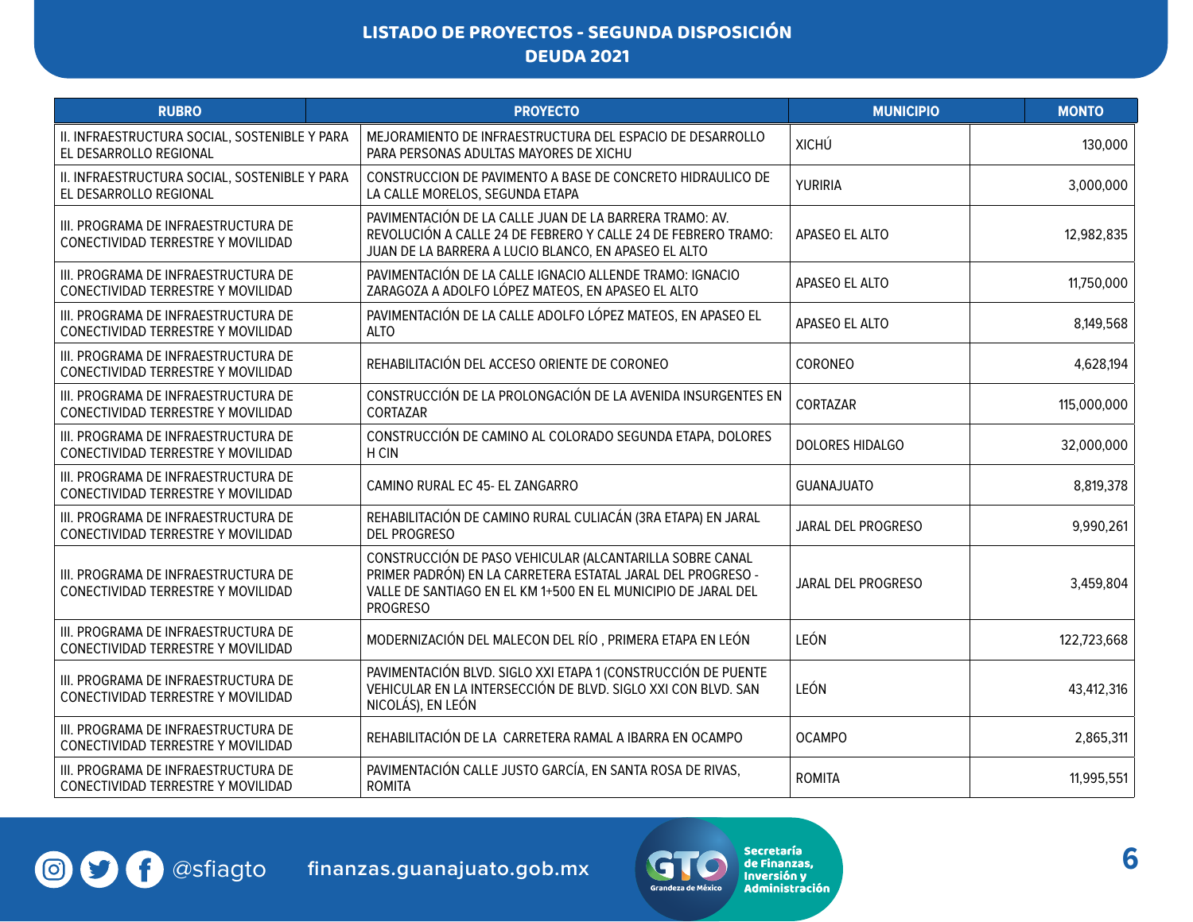## LISTADO DE PROYECTOS - SEGUNDA DISPOSICIÓN
## DEUDA 2021

| RUBRO | PROYECTO | MUNICIPIO | MONTO |
|---|---|---|---|
| II. INFRAESTRUCTURA SOCIAL, SOSTENIBLE Y PARA EL DESARROLLO REGIONAL | MEJORAMIENTO DE INFRAESTRUCTURA DEL ESPACIO DE DESARROLLO PARA PERSONAS ADULTAS MAYORES DE XICHU | XICHÚ | 130,000 |
| II. INFRAESTRUCTURA SOCIAL, SOSTENIBLE Y PARA EL DESARROLLO REGIONAL | CONSTRUCCION DE PAVIMENTO A BASE DE CONCRETO HIDRAULICO DE LA CALLE MORELOS, SEGUNDA ETAPA | YURIRIA | 3,000,000 |
| III. PROGRAMA DE INFRAESTRUCTURA DE CONECTIVIDAD TERRESTRE Y MOVILIDAD | PAVIMENTACIÓN DE LA CALLE JUAN DE LA BARRERA TRAMO: AV. REVOLUCIÓN A CALLE 24 DE FEBRERO Y CALLE 24 DE FEBRERO TRAMO: JUAN DE LA BARRERA A LUCIO BLANCO, EN APASEO EL ALTO | APASEO EL ALTO | 12,982,835 |
| III. PROGRAMA DE INFRAESTRUCTURA DE CONECTIVIDAD TERRESTRE Y MOVILIDAD | PAVIMENTACIÓN DE LA CALLE IGNACIO ALLENDE TRAMO: IGNACIO ZARAGOZA A ADOLFO LÓPEZ MATEOS, EN APASEO EL ALTO | APASEO EL ALTO | 11,750,000 |
| III. PROGRAMA DE INFRAESTRUCTURA DE CONECTIVIDAD TERRESTRE Y MOVILIDAD | PAVIMENTACIÓN DE LA CALLE ADOLFO LÓPEZ MATEOS, EN APASEO EL ALTO | APASEO EL ALTO | 8,149,568 |
| III. PROGRAMA DE INFRAESTRUCTURA DE CONECTIVIDAD TERRESTRE Y MOVILIDAD | REHABILITACIÓN DEL ACCESO ORIENTE DE CORONEO | CORONEO | 4,628,194 |
| III. PROGRAMA DE INFRAESTRUCTURA DE CONECTIVIDAD TERRESTRE Y MOVILIDAD | CONSTRUCCIÓN DE LA PROLONGACIÓN DE LA AVENIDA INSURGENTES EN CORTAZAR | CORTAZAR | 115,000,000 |
| III. PROGRAMA DE INFRAESTRUCTURA DE CONECTIVIDAD TERRESTRE Y MOVILIDAD | CONSTRUCCIÓN DE CAMINO AL COLORADO SEGUNDA ETAPA, DOLORES H CIN | DOLORES HIDALGO | 32,000,000 |
| III. PROGRAMA DE INFRAESTRUCTURA DE CONECTIVIDAD TERRESTRE Y MOVILIDAD | CAMINO RURAL EC 45- EL ZANGARRO | GUANAJUATO | 8,819,378 |
| III. PROGRAMA DE INFRAESTRUCTURA DE CONECTIVIDAD TERRESTRE Y MOVILIDAD | REHABILITACIÓN DE CAMINO RURAL CULIACÁN (3RA ETAPA) EN JARAL DEL PROGRESO | JARAL DEL PROGRESO | 9,990,261 |
| III. PROGRAMA DE INFRAESTRUCTURA DE CONECTIVIDAD TERRESTRE Y MOVILIDAD | CONSTRUCCIÓN DE PASO VEHICULAR (ALCANTARILLA SOBRE CANAL PRIMER PADRÓN) EN LA CARRETERA ESTATAL JARAL DEL PROGRESO - VALLE DE SANTIAGO EN EL KM 1+500 EN EL MUNICIPIO DE JARAL DEL PROGRESO | JARAL DEL PROGRESO | 3,459,804 |
| III. PROGRAMA DE INFRAESTRUCTURA DE CONECTIVIDAD TERRESTRE Y MOVILIDAD | MODERNIZACIÓN DEL MALECON DEL RÍO , PRIMERA ETAPA EN LEÓN | LEÓN | 122,723,668 |
| III. PROGRAMA DE INFRAESTRUCTURA DE CONECTIVIDAD TERRESTRE Y MOVILIDAD | PAVIMENTACIÓN BLVD. SIGLO XXI ETAPA 1 (CONSTRUCCIÓN DE PUENTE VEHICULAR EN LA INTERSECCIÓN DE BLVD. SIGLO XXI CON BLVD. SAN NICOLÁS), EN LEÓN | LEÓN | 43,412,316 |
| III. PROGRAMA DE INFRAESTRUCTURA DE CONECTIVIDAD TERRESTRE Y MOVILIDAD | REHABILITACIÓN DE LA CARRETERA RAMAL A IBARRA EN OCAMPO | OCAMPO | 2,865,311 |
| III. PROGRAMA DE INFRAESTRUCTURA DE CONECTIVIDAD TERRESTRE Y MOVILIDAD | PAVIMENTACIÓN CALLE JUSTO GARCÍA, EN SANTA ROSA DE RIVAS, ROMITA | ROMITA | 11,995,551 |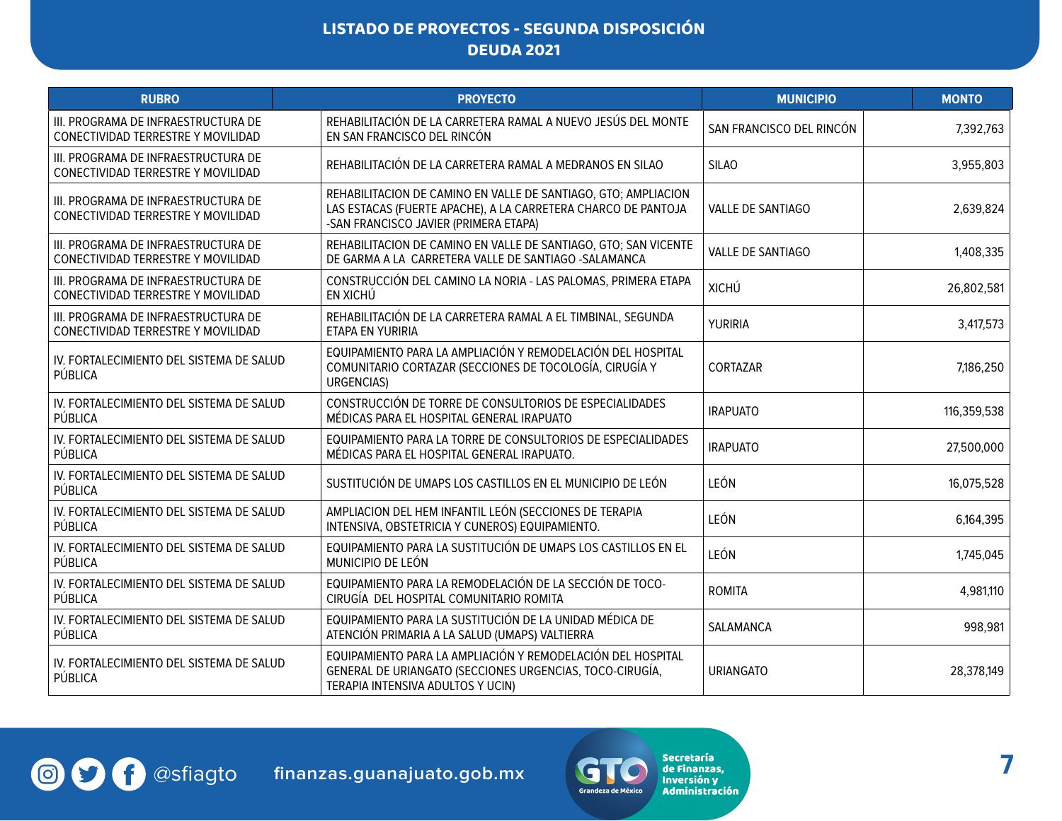## LISTADO DE PROYECTOS - SEGUNDA DISPOSICIÓN
## DEUDA 2021

| RUBRO | PROYECTO | MUNICIPIO | MONTO |
|---|---|---|---|
| III. PROGRAMA DE INFRAESTRUCTURA DE CONECTIVIDAD TERRESTRE Y MOVILIDAD | REHABILITACIÓN DE LA CARRETERA RAMAL A NUEVO JESÚS DEL MONTE EN SAN FRANCISCO DEL RINCÓN | SAN FRANCISCO DEL RINCÓN | 7,392,763 |
| III. PROGRAMA DE INFRAESTRUCTURA DE CONECTIVIDAD TERRESTRE Y MOVILIDAD | REHABILITACIÓN DE LA CARRETERA RAMAL A MEDRANOS EN SILAO | SILAO | 3,955,803 |
| III. PROGRAMA DE INFRAESTRUCTURA DE CONECTIVIDAD TERRESTRE Y MOVILIDAD | REHABILITACION DE CAMINO EN VALLE DE SANTIAGO, GTO; AMPLIACION LAS ESTACAS (FUERTE APACHE), A LA CARRETERA CHARCO DE PANTOJA -SAN FRANCISCO JAVIER (PRIMERA ETAPA) | VALLE DE SANTIAGO | 2,639,824 |
| III. PROGRAMA DE INFRAESTRUCTURA DE CONECTIVIDAD TERRESTRE Y MOVILIDAD | REHABILITACION DE CAMINO EN VALLE DE SANTIAGO, GTO; SAN VICENTE DE GARMA A LA CARRETERA VALLE DE SANTIAGO -SALAMANCA | VALLE DE SANTIAGO | 1,408,335 |
| III. PROGRAMA DE INFRAESTRUCTURA DE CONECTIVIDAD TERRESTRE Y MOVILIDAD | CONSTRUCCIÓN DEL CAMINO LA NORIA - LAS PALOMAS, PRIMERA ETAPA EN XICHÚ | XICHÚ | 26,802,581 |
| III. PROGRAMA DE INFRAESTRUCTURA DE CONECTIVIDAD TERRESTRE Y MOVILIDAD | REHABILITACIÓN DE LA CARRETERA RAMAL A EL TIMBINAL, SEGUNDA ETAPA EN YURIRIA | YURIRIA | 3,417,573 |
| IV. FORTALECIMIENTO DEL SISTEMA DE SALUD PÚBLICA | EQUIPAMIENTO PARA LA AMPLIACIÓN Y REMODELACIÓN DEL HOSPITAL COMUNITARIO CORTAZAR (SECCIONES DE TOCOLOGÍA, CIRUGÍA Y URGENCIAS) | CORTAZAR | 7,186,250 |
| IV. FORTALECIMIENTO DEL SISTEMA DE SALUD PÚBLICA | CONSTRUCCIÓN DE TORRE DE CONSULTORIOS DE ESPECIALIDADES MÉDICAS PARA EL HOSPITAL GENERAL IRAPUATO | IRAPUATO | 116,359,538 |
| IV. FORTALECIMIENTO DEL SISTEMA DE SALUD PÚBLICA | EQUIPAMIENTO PARA LA TORRE DE CONSULTORIOS DE ESPECIALIDADES MÉDICAS PARA EL HOSPITAL GENERAL IRAPUATO. | IRAPUATO | 27,500,000 |
| IV. FORTALECIMIENTO DEL SISTEMA DE SALUD PÚBLICA | SUSTITUCIÓN DE UMAPS LOS CASTILLOS EN EL MUNICIPIO DE LEÓN | LEÓN | 16,075,528 |
| IV. FORTALECIMIENTO DEL SISTEMA DE SALUD PÚBLICA | AMPLIACION DEL HEM INFANTIL LEÓN (SECCIONES DE TERAPIA INTENSIVA, OBSTETRICIA Y CUNEROS) EQUIPAMIENTO. | LEÓN | 6,164,395 |
| IV. FORTALECIMIENTO DEL SISTEMA DE SALUD PÚBLICA | EQUIPAMIENTO PARA LA SUSTITUCIÓN DE UMAPS LOS CASTILLOS EN EL MUNICIPIO DE LEÓN | LEÓN | 1,745,045 |
| IV. FORTALECIMIENTO DEL SISTEMA DE SALUD PÚBLICA | EQUIPAMIENTO PARA LA REMODELACIÓN DE LA SECCIÓN DE TOCO-CIRUGÍA DEL HOSPITAL COMUNITARIO ROMITA | ROMITA | 4,981,110 |
| IV. FORTALECIMIENTO DEL SISTEMA DE SALUD PÚBLICA | EQUIPAMIENTO PARA LA SUSTITUCIÓN DE LA UNIDAD MÉDICA DE ATENCIÓN PRIMARIA A LA SALUD (UMAPS) VALTIERRA | SALAMANCA | 998,981 |
| IV. FORTALECIMIENTO DEL SISTEMA DE SALUD PÚBLICA | EQUIPAMIENTO PARA LA AMPLIACIÓN Y REMODELACIÓN DEL HOSPITAL GENERAL DE URIANGATO (SECCIONES URGENCIAS, TOCO-CIRUGÍA, TERAPIA INTENSIVA ADULTOS Y UCIN) | URIANGATO | 28,378,149 |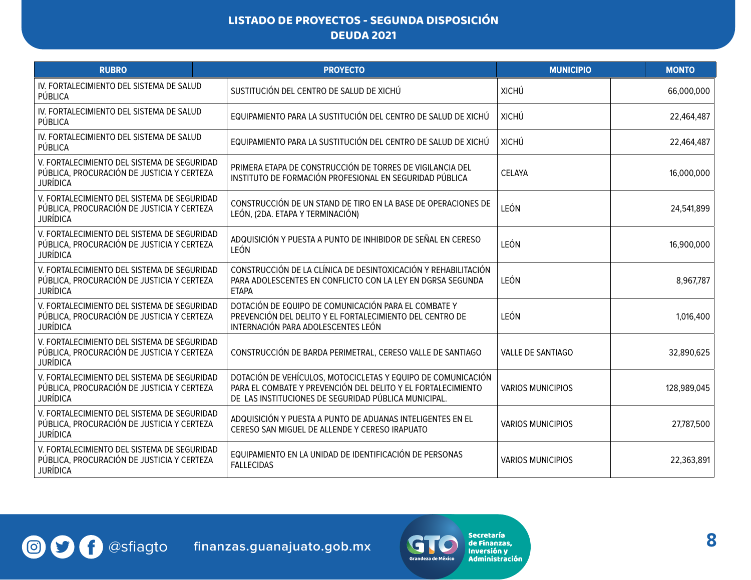# LISTADO DE PROYECTOS - SEGUNDA DISPOSICIÓN
## DEUDA 2021

| RUBRO | PROYECTO | MUNICIPIO | MONTO |
|---|---|---|---|
| IV. FORTALECIMIENTO DEL SISTEMA DE SALUD PÚBLICA | SUSTITUCIÓN DEL CENTRO DE SALUD DE XICHÚ | XICHÚ | 66,000,000 |
| IV. FORTALECIMIENTO DEL SISTEMA DE SALUD PÚBLICA | EQUIPAMIENTO PARA LA SUSTITUCIÓN DEL CENTRO DE SALUD DE XICHÚ | XICHÚ | 22,464,487 |
| IV. FORTALECIMIENTO DEL SISTEMA DE SALUD PÚBLICA | EQUIPAMIENTO PARA LA SUSTITUCIÓN DEL CENTRO DE SALUD DE XICHÚ | XICHÚ | 22,464,487 |
| V. FORTALECIMIENTO DEL SISTEMA DE SEGURIDAD PÚBLICA, PROCURACIÓN DE JUSTICIA Y CERTEZA JURÍDICA | PRIMERA ETAPA DE CONSTRUCCIÓN DE TORRES DE VIGILANCIA DEL INSTITUTO DE FORMACIÓN PROFESIONAL EN SEGURIDAD PÚBLICA | CELAYA | 16,000,000 |
| V. FORTALECIMIENTO DEL SISTEMA DE SEGURIDAD PÚBLICA, PROCURACIÓN DE JUSTICIA Y CERTEZA JURÍDICA | CONSTRUCCIÓN DE UN STAND DE TIRO EN LA BASE DE OPERACIONES DE LEÓN, (2DA. ETAPA Y TERMINACIÓN) | LEÓN | 24,541,899 |
| V. FORTALECIMIENTO DEL SISTEMA DE SEGURIDAD PÚBLICA, PROCURACIÓN DE JUSTICIA Y CERTEZA JURÍDICA | ADQUISICIÓN Y PUESTA A PUNTO DE INHIBIDOR DE SEÑAL EN CERESO LEÓN | LEÓN | 16,900,000 |
| V. FORTALECIMIENTO DEL SISTEMA DE SEGURIDAD PÚBLICA, PROCURACIÓN DE JUSTICIA Y CERTEZA JURÍDICA | CONSTRUCCIÓN DE LA CLÍNICA DE DESINTOXICACIÓN Y REHABILITACIÓN PARA ADOLESCENTES EN CONFLICTO CON LA LEY EN DGRSA SEGUNDA ETAPA | LEÓN | 8,967,787 |
| V. FORTALECIMIENTO DEL SISTEMA DE SEGURIDAD PÚBLICA, PROCURACIÓN DE JUSTICIA Y CERTEZA JURÍDICA | DOTACIÓN DE EQUIPO DE COMUNICACIÓN PARA EL COMBATE Y PREVENCIÓN DEL DELITO Y EL FORTALECIMIENTO DEL CENTRO DE INTERNACIÓN PARA ADOLESCENTES LEÓN | LEÓN | 1,016,400 |
| V. FORTALECIMIENTO DEL SISTEMA DE SEGURIDAD PÚBLICA, PROCURACIÓN DE JUSTICIA Y CERTEZA JURÍDICA | CONSTRUCCIÓN DE BARDA PERIMETRAL, CERESO VALLE DE SANTIAGO | VALLE DE SANTIAGO | 32,890,625 |
| V. FORTALECIMIENTO DEL SISTEMA DE SEGURIDAD PÚBLICA, PROCURACIÓN DE JUSTICIA Y CERTEZA JURÍDICA | DOTACIÓN DE VEHÍCULOS, MOTOCICLETAS Y EQUIPO DE COMUNICACIÓN PARA EL COMBATE Y PREVENCIÓN DEL DELITO Y EL FORTALECIMIENTO DE LAS INSTITUCIONES DE SEGURIDAD PÚBLICA MUNICIPAL. | VARIOS MUNICIPIOS | 128,989,045 |
| V. FORTALECIMIENTO DEL SISTEMA DE SEGURIDAD PÚBLICA, PROCURACIÓN DE JUSTICIA Y CERTEZA JURÍDICA | ADQUISICIÓN Y PUESTA A PUNTO DE ADUANAS INTELIGENTES EN EL CERESO SAN MIGUEL DE ALLENDE Y CERESO IRAPUATO | VARIOS MUNICIPIOS | 27,787,500 |
| V. FORTALECIMIENTO DEL SISTEMA DE SEGURIDAD PÚBLICA, PROCURACIÓN DE JUSTICIA Y CERTEZA JURÍDICA | EQUIPAMIENTO EN LA UNIDAD DE IDENTIFICACIÓN DE PERSONAS FALLECIDAS | VARIOS MUNICIPIOS | 22,363,891 |

@sfiagto finanzas.guanajuato.gob.mx

Secretaría de Finanzas, Inversión y Administración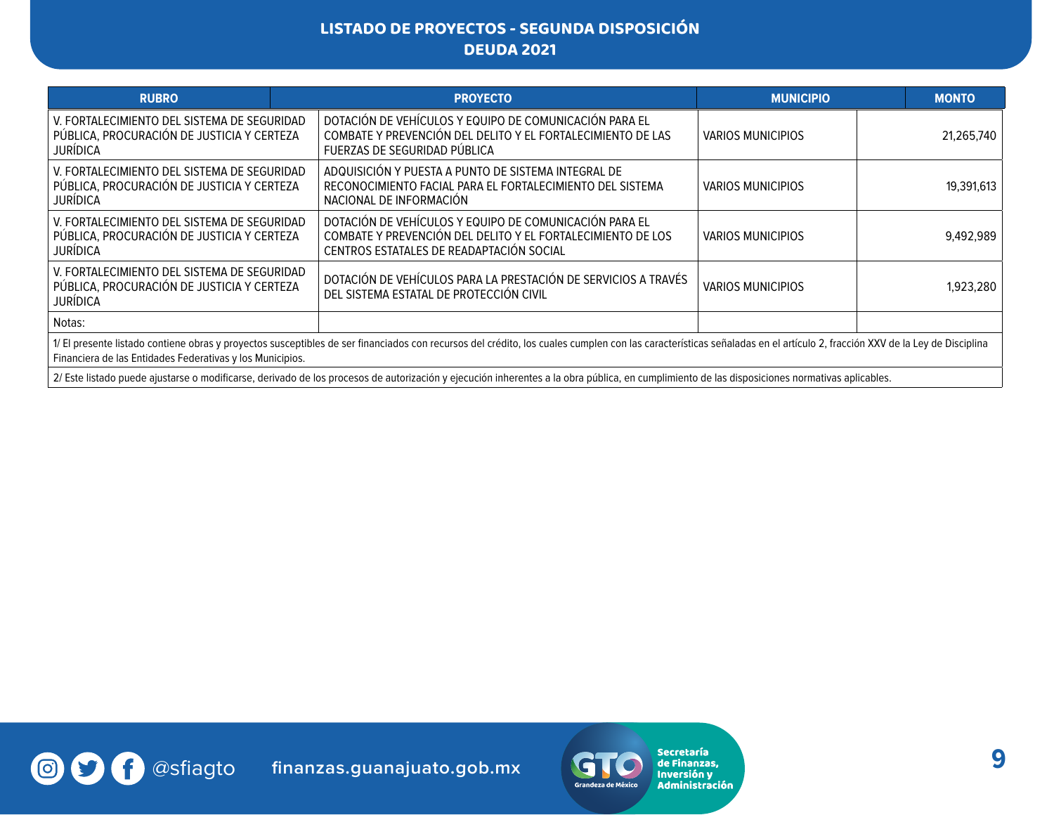# LISTADO DE PROYECTOS - SEGUNDA DISPOSICIÓN
## DEUDA 2021

| RUBRO | PROYECTO | MUNICIPIO | MONTO |
|---|---|---|---|
| V. FORTALECIMIENTO DEL SISTEMA DE SEGURIDAD PÚBLICA, PROCURACIÓN DE JUSTICIA Y CERTEZA JURÍDICA | DOTACIÓN DE VEHÍCULOS Y EQUIPO DE COMUNICACIÓN PARA EL COMBATE Y PREVENCIÓN DEL DELITO Y EL FORTALECIMIENTO DE LAS FUERZAS DE SEGURIDAD PÚBLICA | VARIOS MUNICIPIOS | 21,265,740 |
| V. FORTALECIMIENTO DEL SISTEMA DE SEGURIDAD PÚBLICA, PROCURACIÓN DE JUSTICIA Y CERTEZA JURÍDICA | ADQUISICIÓN Y PUESTA A PUNTO DE SISTEMA INTEGRAL DE RECONOCIMIENTO FACIAL PARA EL FORTALECIMIENTO DEL SISTEMA NACIONAL DE INFORMACIÓN | VARIOS MUNICIPIOS | 19,391,613 |
| V. FORTALECIMIENTO DEL SISTEMA DE SEGURIDAD PÚBLICA, PROCURACIÓN DE JUSTICIA Y CERTEZA JURÍDICA | DOTACIÓN DE VEHÍCULOS Y EQUIPO DE COMUNICACIÓN PARA EL COMBATE Y PREVENCIÓN DEL DELITO Y EL FORTALECIMIENTO DE LOS CENTROS ESTATALES DE READAPTACIÓN SOCIAL | VARIOS MUNICIPIOS | 9,492,989 |
| V. FORTALECIMIENTO DEL SISTEMA DE SEGURIDAD PÚBLICA, PROCURACIÓN DE JUSTICIA Y CERTEZA JURÍDICA | DOTACIÓN DE VEHÍCULOS PARA LA PRESTACIÓN DE SERVICIOS A TRAVÉS DEL SISTEMA ESTATAL DE PROTECCIÓN CIVIL | VARIOS MUNICIPIOS | 1,923,280 |
| Notas: | | | |

1/ El presente listado contiene obras y proyectos susceptibles de ser financiados con recursos del crédito, los cuales cumplen con las características señaladas en el artículo 2, fracción XXV de la Ley de Disciplina Financiera de las Entidades Federativas y los Municipios.

2/ Este listado puede ajustarse o modificarse, derivado de los procesos de autorización y ejecución inherentes a la obra pública, en cumplimiento de las disposiciones normativas aplicables.